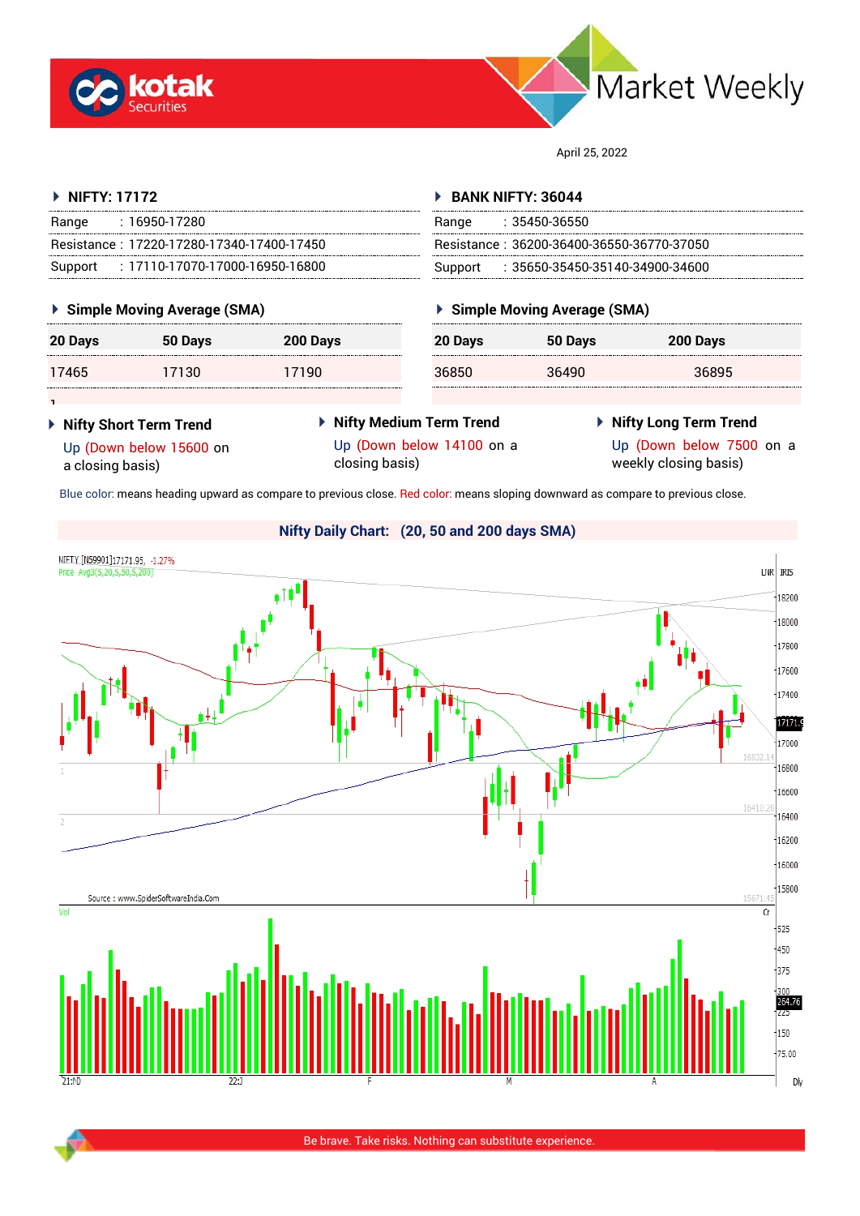# Market Weekly

April 25, 2022

## NIFTY: 17172

| | |
|---|---|
| Range | : 16950-17280 |
| Resistance | : 17220-17280-17340-17400-17450 |
| Support | : 17110-17070-17000-16950-16800 |

### Simple Moving Average (SMA)

| 20 Days | 50 Days | 200 Days |
|---|---|---|
| 17465 | 17130 | 17190 |

## BANK NIFTY: 36044

| | |
|---|---|
| Range | : 35450-36550 |
| Resistance | : 36200-36400-36550-36770-37050 |
| Support | : 35650-35450-35140-34900-34600 |

### Simple Moving Average (SMA)

| 20 Days | 50 Days | 200 Days |
|---|---|---|
| 36850 | 36490 | 36895 |

### Nifty Short Term Trend

Up (Down below 15600 on a closing basis)

### Nifty Medium Term Trend

Up (Down below 14100 on a closing basis)

### Nifty Long Term Trend

Up (Down below 7500 on a weekly closing basis)

Blue color: means heading upward as compare to previous close. Red color: means sloping downward as compare to previous close.

### Nifty Daily Chart: (20, 50 and 200 days SMA)

Source : www.SpiderSoftwareIndia.Com

Be brave. Take risks. Nothing can substitute experience.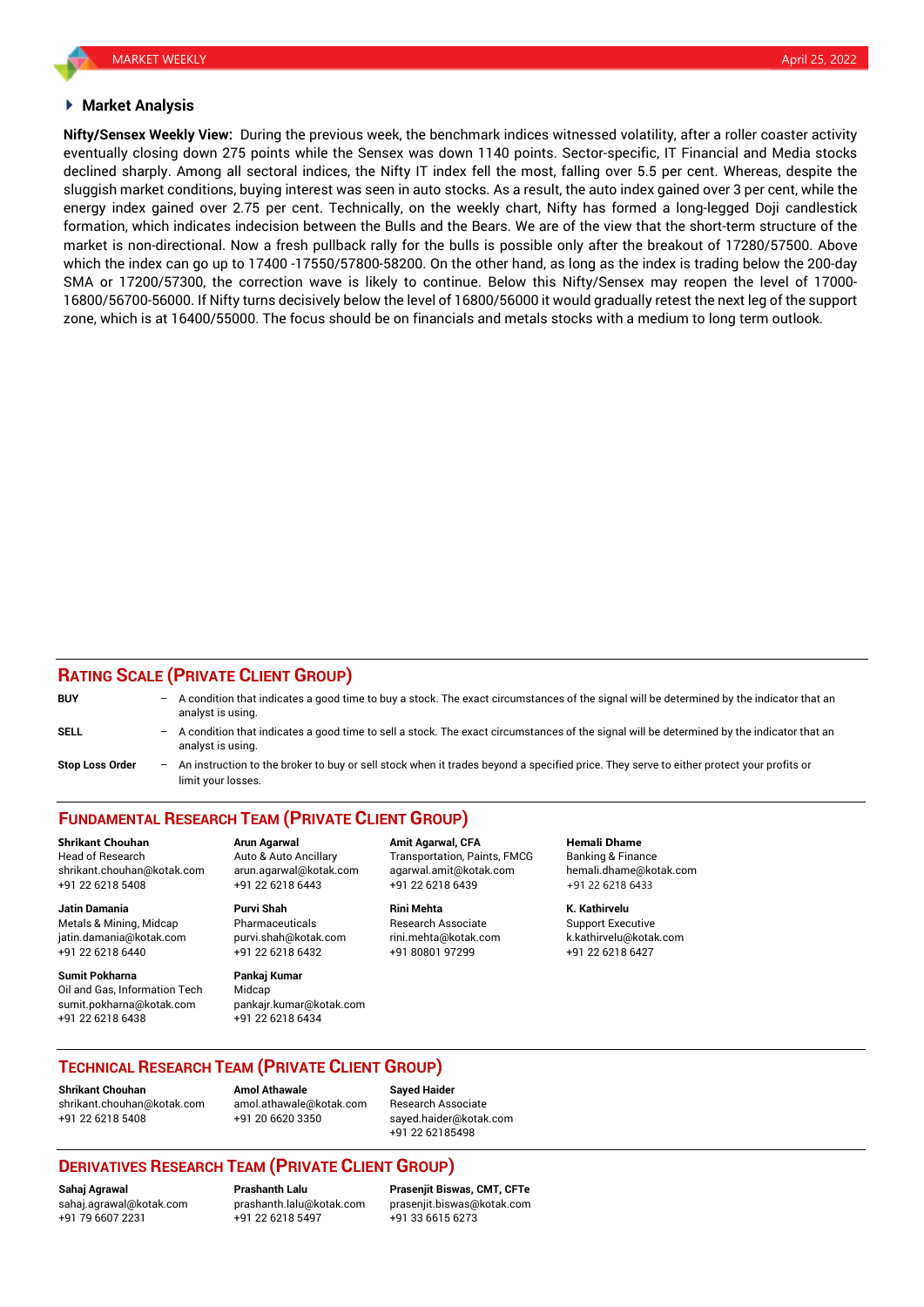## Market Analysis

**Nifty/Sensex Weekly View:** During the previous week, the benchmark indices witnessed volatility, after a roller coaster activity eventually closing down 275 points while the Sensex was down 1140 points. Sector-specific, IT Financial and Media stocks declined sharply. Among all sectoral indices, the Nifty IT index fell the most, falling over 5.5 per cent. Whereas, despite the sluggish market conditions, buying interest was seen in auto stocks. As a result, the auto index gained over 3 per cent, while the energy index gained over 2.75 per cent. Technically, on the weekly chart, Nifty has formed a long-legged Doji candlestick formation, which indicates indecision between the Bulls and the Bears. We are of the view that the short-term structure of the market is non-directional. Now a fresh pullback rally for the bulls is possible only after the breakout of 17280/57500. Above which the index can go up to 17400 -17550/57800-58200. On the other hand, as long as the index is trading below the 200-day SMA or 17200/57300, the correction wave is likely to continue. Below this Nifty/Sensex may reopen the level of 17000-16800/56700-56000. If Nifty turns decisively below the level of 16800/56000 it would gradually retest the next leg of the support zone, which is at 16400/55000. The focus should be on financials and metals stocks with a medium to long term outlook.

## RATING SCALE (PRIVATE CLIENT GROUP)

**BUY** – A condition that indicates a good time to buy a stock. The exact circumstances of the signal will be determined by the indicator that an analyst is using.

**SELL** – A condition that indicates a good time to sell a stock. The exact circumstances of the signal will be determined by the indicator that an analyst is using.

**Stop Loss Order** – An instruction to the broker to buy or sell stock when it trades beyond a specified price. They serve to either protect your profits or limit your losses.

## FUNDAMENTAL RESEARCH TEAM (PRIVATE CLIENT GROUP)

**Shrikant Chouhan**
Head of Research
shrikant.chouhan@kotak.com
+91 22 6218 5408

**Arun Agarwal**
Auto & Auto Ancillary
arun.agarwal@kotak.com
+91 22 6218 6443

**Amit Agarwal, CFA**
Transportation, Paints, FMCG
agarwal.amit@kotak.com
+91 22 6218 6439

**Hemali Dhame**
Banking & Finance
hemali.dhame@kotak.com
+91 22 6218 6433

**Jatin Damania**
Metals & Mining, Midcap
jatin.damania@kotak.com
+91 22 6218 6440

**Purvi Shah**
Pharmaceuticals
purvi.shah@kotak.com
+91 22 6218 6432

**Rini Mehta**
Research Associate
rini.mehta@kotak.com
+91 80801 97299

**K. Kathirvelu**
Support Executive
k.kathirvelu@kotak.com
+91 22 6218 6427

**Sumit Pokharna**
Oil and Gas, Information Tech
sumit.pokharna@kotak.com
+91 22 6218 6438

**Pankaj Kumar**
Midcap
pankajr.kumar@kotak.com
+91 22 6218 6434

## TECHNICAL RESEARCH TEAM (PRIVATE CLIENT GROUP)

**Shrikant Chouhan**
shrikant.chouhan@kotak.com
+91 22 6218 5408

**Amol Athawale**
amol.athawale@kotak.com
+91 20 6620 3350

**Sayed Haider**
Research Associate
sayed.haider@kotak.com
+91 22 62185498

## DERIVATIVES RESEARCH TEAM (PRIVATE CLIENT GROUP)

**Sahaj Agrawal**
sahaj.agrawal@kotak.com
+91 79 6607 2231

**Prashanth Lalu**
prashanth.lalu@kotak.com
+91 22 6218 5497

**Prasenjit Biswas, CMT, CFTe**
prasenjit.biswas@kotak.com
+91 33 6615 6273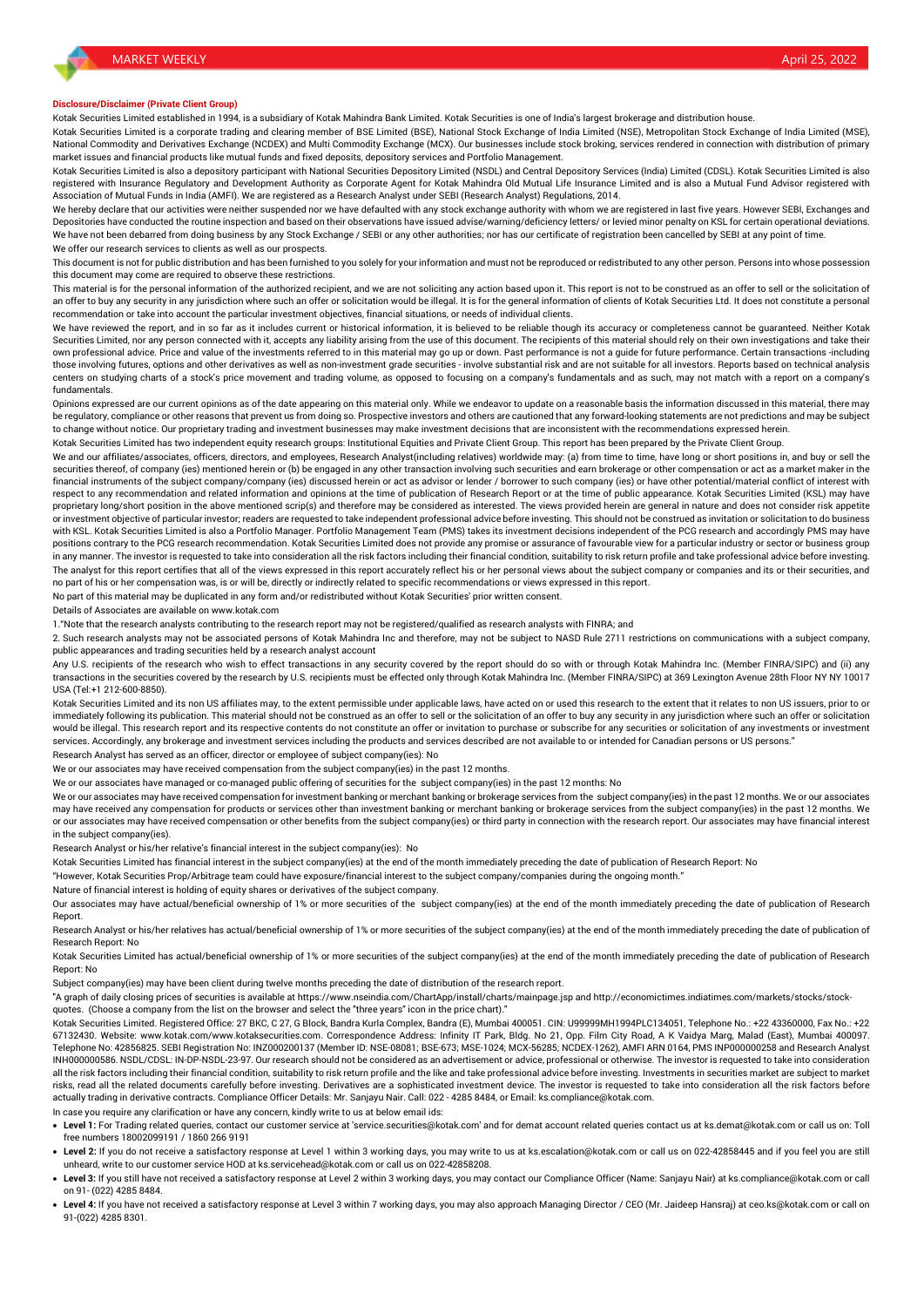**Disclosure/Disclaimer (Private Client Group)**

Kotak Securities Limited established in 1994, is a subsidiary of Kotak Mahindra Bank Limited. Kotak Securities is one of India's largest brokerage and distribution house.

Kotak Securities Limited is a corporate trading and clearing member of BSE Limited (BSE), National Stock Exchange of India Limited (NSE), Metropolitan Stock Exchange of India Limited (MSE), National Commodity and Derivatives Exchange (NCDEX) and Multi Commodity Exchange (MCX). Our businesses include stock broking, services rendered in connection with distribution of primary market issues and financial products like mutual funds and fixed deposits, depository services and Portfolio Management.

Kotak Securities Limited is also a depository participant with National Securities Depository Limited (NSDL) and Central Depository Services (India) Limited (CDSL). Kotak Securities Limited is also registered with Insurance Regulatory and Development Authority as Corporate Agent for Kotak Mahindra Old Mutual Life Insurance Limited and is also a Mutual Fund Advisor registered with Association of Mutual Funds in India (AMFI). We are registered as a Research Analyst under SEBI (Research Analyst) Regulations, 2014.

We hereby declare that our activities were neither suspended nor we have defaulted with any stock exchange authority with whom we are registered in last five years. However SEBI, Exchanges and Depositories have conducted the routine inspection and based on their observations have issued advise/warning/deficiency letters/ or levied minor penalty on KSL for certain operational deviations. We have not been debarred from doing business by any Stock Exchange / SEBI or any other authorities; nor has our certificate of registration been cancelled by SEBI at any point of time.

We offer our research services to clients as well as our prospects.

This document is not for public distribution and has been furnished to you solely for your information and must not be reproduced or redistributed to any other person. Persons into whose possession this document may come are required to observe these restrictions.

This material is for the personal information of the authorized recipient, and we are not soliciting any action based upon it. This report is not to be construed as an offer to sell or the solicitation of an offer to buy any security in any jurisdiction where such an offer or solicitation would be illegal. It is for the general information of clients of Kotak Securities Ltd. It does not constitute a personal recommendation or take into account the particular investment objectives, financial situations, or needs of individual clients.

We have reviewed the report, and in so far as it includes current or historical information, it is believed to be reliable though its accuracy or completeness cannot be guaranteed. Neither Kotak Securities Limited, nor any person connected with it, accepts any liability arising from the use of this document. The recipients of this material should rely on their own investigations and take their own professional advice. Price and value of the investments referred to in this material may go up or down. Past performance is not a guide for future performance. Certain transactions -including those involving futures, options and other derivatives as well as non-investment grade securities - involve substantial risk and are not suitable for all investors. Reports based on technical analysis centers on studying charts of a stock's price movement and trading volume, as opposed to focusing on a company's fundamentals and as such, may not match with a report on a company's fundamentals.

Opinions expressed are our current opinions as of the date appearing on this material only. While we endeavor to update on a reasonable basis the information discussed in this material, there may be regulatory, compliance or other reasons that prevent us from doing so. Prospective investors and others are cautioned that any forward-looking statements are not predictions and may be subject to change without notice. Our proprietary trading and investment businesses may make investment decisions that are inconsistent with the recommendations expressed herein.

Kotak Securities Limited has two independent equity research groups: Institutional Equities and Private Client Group. This report has been prepared by the Private Client Group.

We and our affiliates/associates, officers, directors, and employees, Research Analyst(including relatives) worldwide may: (a) from time to time, have long or short positions in, and buy or sell the securities thereof, of company (ies) mentioned herein or (b) be engaged in any other transaction involving such securities and earn brokerage or other compensation or act as a market maker in the financial instruments of the subject company/company (ies) discussed herein or act as advisor or lender / borrower to such company (ies) or have other potential/material conflict of interest with respect to any recommendation and related information and opinions at the time of publication of Research Report or at the time of public appearance. Kotak Securities Limited (KSL) may have proprietary long/short position in the above mentioned scrip(s) and therefore may be considered as interested. The views provided herein are general in nature and does not consider risk appetite or investment objective of particular investor; readers are requested to take independent professional advice before investing. This should not be construed as invitation or solicitation to do business with KSL. Kotak Securities Limited is also a Portfolio Manager. Portfolio Management Team (PMS) takes its investment decisions independent of the PCG research and accordingly PMS may have positions contrary to the PCG research recommendation. Kotak Securities Limited does not provide any promise or assurance of favourable view for a particular industry or sector or business group in any manner. The investor is requested to take into consideration all the risk factors including their financial condition, suitability to risk return profile and take professional advice before investing.

The analyst for this report certifies that all of the views expressed in this report accurately reflect his or her personal views about the subject company or companies and its or their securities, and no part of his or her compensation was, is or will be, directly or indirectly related to specific recommendations or views expressed in this report.

No part of this material may be duplicated in any form and/or redistributed without Kotak Securities' prior written consent.

Details of Associates are available on www.kotak.com

1."Note that the research analysts contributing to the research report may not be registered/qualified as research analysts with FINRA; and

2. Such research analysts may not be associated persons of Kotak Mahindra Inc and therefore, may not be subject to NASD Rule 2711 restrictions on communications with a subject company, public appearances and trading securities held by a research analyst account

Any U.S. recipients of the research who wish to effect transactions in any security covered by the report should do so with or through Kotak Mahindra Inc. (Member FINRA/SIPC) and (ii) any transactions in the securities covered by the research by U.S. recipients must be effected only through Kotak Mahindra Inc. (Member FINRA/SIPC) at 369 Lexington Avenue 28th Floor NY NY 10017 USA (Tel:+1 212-600-8850).

Kotak Securities Limited and its non US affiliates may, to the extent permissible under applicable laws, have acted on or used this research to the extent that it relates to non US issuers, prior to or immediately following its publication. This material should not be construed as an offer to sell or the solicitation of an offer to buy any security in any jurisdiction where such an offer or solicitation would be illegal. This research report and its respective contents do not constitute an offer or invitation to purchase or subscribe for any securities or solicitation of any investments or investment services. Accordingly, any brokerage and investment services including the products and services described are not available to or intended for Canadian persons or US persons."

Research Analyst has served as an officer, director or employee of subject company(ies): No

We or our associates may have received compensation from the subject company(ies) in the past 12 months.

We or our associates have managed or co-managed public offering of securities for the subject company(ies) in the past 12 months: No

We or our associates may have received compensation for investment banking or merchant banking or brokerage services from the subject company(ies) in the past 12 months. We or our associates may have received any compensation for products or services other than investment banking or merchant banking or brokerage services from the subject company(ies) in the past 12 months. We or our associates may have received compensation or other benefits from the subject company(ies) or third party in connection with the research report. Our associates may have financial interest in the subject company(ies).

Research Analyst or his/her relative's financial interest in the subject company(ies): No

Kotak Securities Limited has financial interest in the subject company(ies) at the end of the month immediately preceding the date of publication of Research Report: No

"However, Kotak Securities Prop/Arbitrage team could have exposure/financial interest to the subject company/companies during the ongoing month."

Nature of financial interest is holding of equity shares or derivatives of the subject company.

Our associates may have actual/beneficial ownership of 1% or more securities of the subject company(ies) at the end of the month immediately preceding the date of publication of Research Report.

Research Analyst or his/her relatives has actual/beneficial ownership of 1% or more securities of the subject company(ies) at the end of the month immediately preceding the date of publication of Research Report: No

Kotak Securities Limited has actual/beneficial ownership of 1% or more securities of the subject company(ies) at the end of the month immediately preceding the date of publication of Research Report: No

Subject company(ies) may have been client during twelve months preceding the date of distribution of the research report.

"A graph of daily closing prices of securities is available at https://www.nseindia.com/ChartApp/install/charts/mainpage.jsp and http://economictimes.indiatimes.com/markets/stocks/stock-quotes. (Choose a company from the list on the browser and select the "three years" icon in the price chart)."

Kotak Securities Limited. Registered Office: 27 BKC, C 27, G Block, Bandra Kurla Complex, Bandra (E), Mumbai 400051. CIN: U99999MH1994PLC134051, Telephone No.: +22 43360000, Fax No.: +22 67132430. Website: www.kotak.com/www.kotaksecurities.com. Correspondence Address: Infinity IT Park, Bldg. No 21, Opp. Film City Road, A K Vaidya Marg, Malad (East), Mumbai 400097. Telephone No: 42856825. SEBI Registration No: INZ000200137 (Member ID: NSE-08081; BSE-673; MSE-1024; MCX-56285; NCDEX-1262), AMFI ARN 0164, PMS INP000000258 and Research Analyst INH000000586. NSDL/CDSL: IN-DP-NSDL-23-97. Our research should not be considered as an advertisement or advice, professional or otherwise. The investor is requested to take into consideration all the risk factors including their financial condition, suitability to risk return profile and the like and take professional advice before investing. Investments in securities market are subject to market risks, read all the related documents carefully before investing. Derivatives are a sophisticated investment device. The investor is requested to take into consideration all the risk factors before actually trading in derivative contracts. Compliance Officer Details: Mr. Sanjayu Nair. Call: 022 - 4285 8484, or Email: ks.compliance@kotak.com.

In case you require any clarification or have any concern, kindly write to us at below email ids:

- **Level 1:** For Trading related queries, contact our customer service at 'service.securities@kotak.com' and for demat account related queries contact us at ks.demat@kotak.com or call us on: Toll free numbers 18002099191 / 1860 266 9191
- **Level 2:** If you do not receive a satisfactory response at Level 1 within 3 working days, you may write to us at ks.escalation@kotak.com or call us on 022-42858445 and if you feel you are still unheard, write to our customer service HOD at ks.servicehead@kotak.com or call us on 022-42858208.
- **Level 3:** If you still have not received a satisfactory response at Level 2 within 3 working days, you may contact our Compliance Officer (Name: Sanjayu Nair) at ks.compliance@kotak.com or call on 91- (022) 4285 8484.
- **Level 4:** If you have not received a satisfactory response at Level 3 within 7 working days, you may also approach Managing Director / CEO (Mr. Jaideep Hansraj) at ceo.ks@kotak.com or call on 91-(022) 4285 8301.